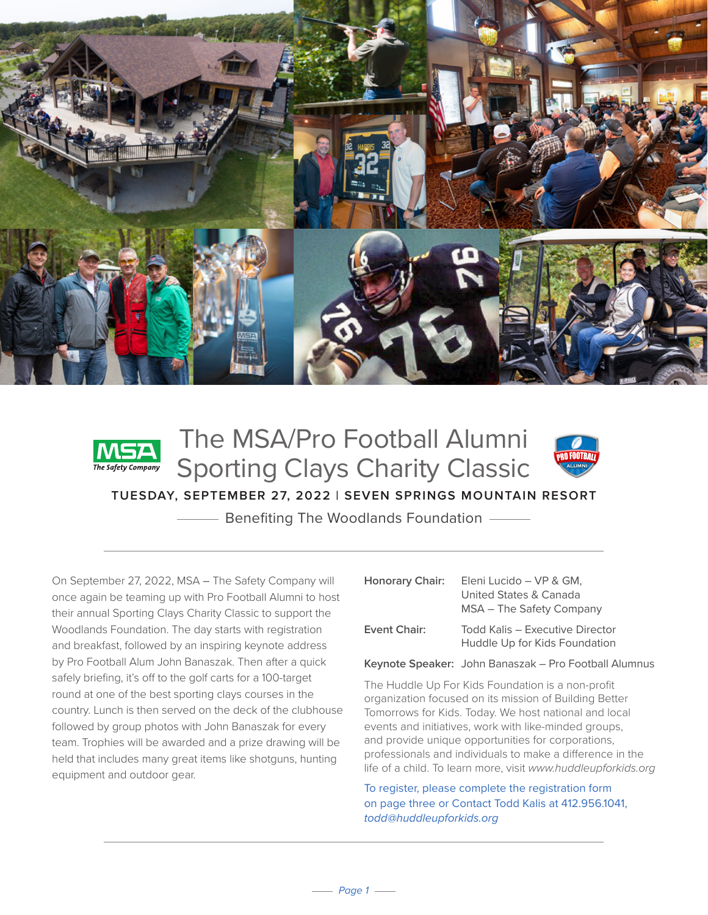# The MSA/Pro Football Alumni Sporting Clays Charity Classic

**TUESDAY, SEPTEMBER 27, 2022 | SEVEN SPRINGS MOUNTAIN RESORT**

Benefiting The Woodlands Foundation

On September 27, 2022, MSA – The Safety Company will once again be teaming up with Pro Football Alumni to host their annual Sporting Clays Charity Classic to support the Woodlands Foundation. The day starts with registration and breakfast, followed by an inspiring keynote address by Pro Football Alum John Banaszak. Then after a quick safely briefing, it's off to the golf carts for a 100-target round at one of the best sporting clays courses in the country. Lunch is then served on the deck of the clubhouse followed by group photos with John Banaszak for every team. Trophies will be awarded and a prize drawing will be held that includes many great items like shotguns, hunting equipment and outdoor gear.

**Honorary Chair:** Eleni Lucido – VP & GM, United States & Canada MSA – The Safety Company

**Event Chair:** Todd Kalis – Executive Director Huddle Up for Kids Foundation

**Keynote Speaker:** John Banaszak – Pro Football Alumnus

The Huddle Up For Kids Foundation is a non-profit organization focused on its mission of Building Better Tomorrows for Kids. Today. We host national and local events and initiatives, work with like-minded groups, and provide unique opportunities for corporations, professionals and individuals to make a difference in the life of a child. To learn more, visit *www.huddleupforkids.org*

To register, please complete the registration form on page three or Contact Todd Kalis at 412.956.1041, *todd@huddleupforkids.org*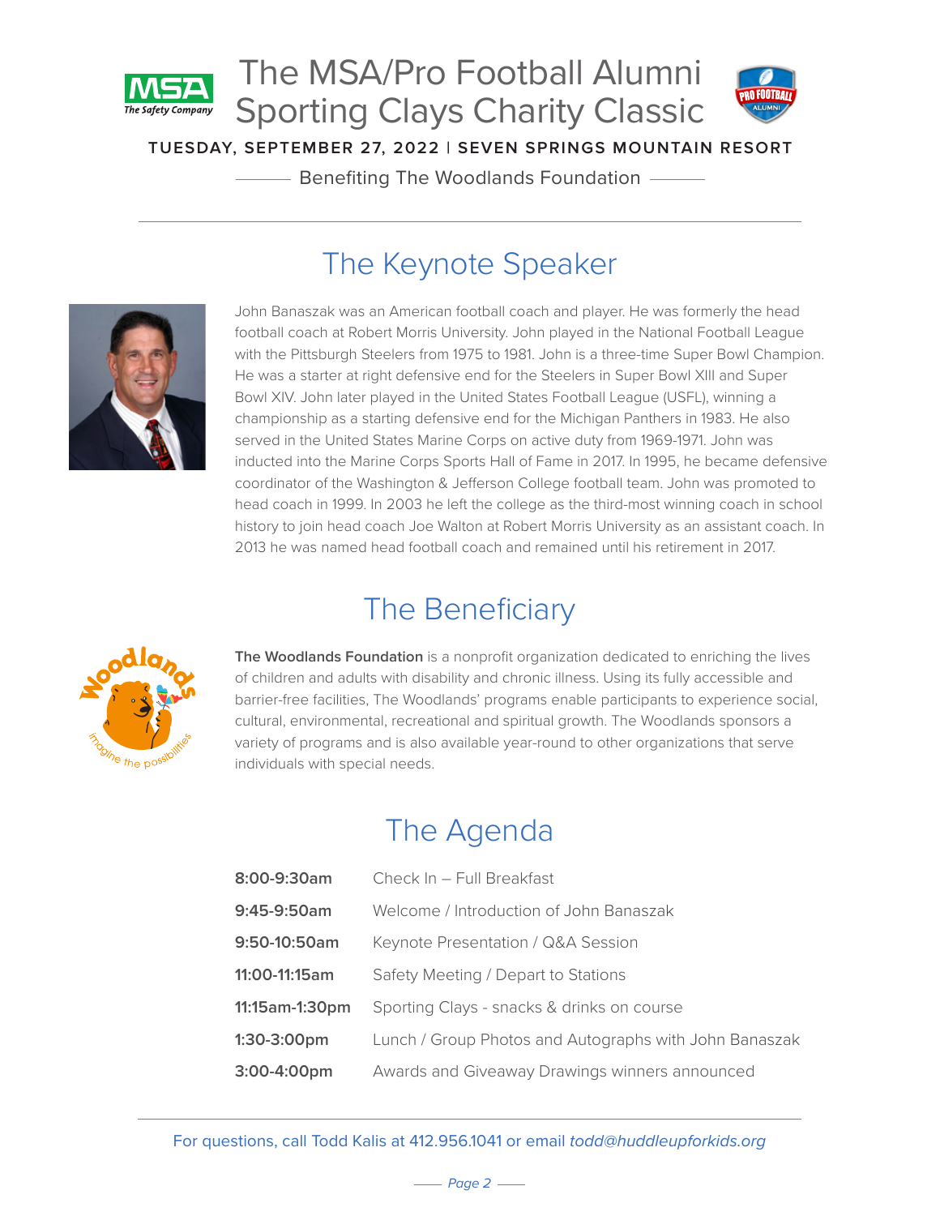# The MSA/Pro Football Alumni Sporting Clays Charity Classic

**TUESDAY, SEPTEMBER 27, 2022 | SEVEN SPRINGS MOUNTAIN RESORT**

Benefiting The Woodlands Foundation

## The Keynote Speaker

John Banaszak was an American football coach and player. He was formerly the head football coach at Robert Morris University. John played in the National Football League with the Pittsburgh Steelers from 1975 to 1981. John is a three-time Super Bowl Champion. He was a starter at right defensive end for the Steelers in Super Bowl XIII and Super Bowl XIV. John later played in the United States Football League (USFL), winning a championship as a starting defensive end for the Michigan Panthers in 1983. He also served in the United States Marine Corps on active duty from 1969-1971. John was inducted into the Marine Corps Sports Hall of Fame in 2017. In 1995, he became defensive coordinator of the Washington & Jefferson College football team. John was promoted to head coach in 1999. In 2003 he left the college as the third-most winning coach in school history to join head coach Joe Walton at Robert Morris University as an assistant coach. In 2013 he was named head football coach and remained until his retirement in 2017.

## The Beneficiary

**The Woodlands Foundation** is a nonprofit organization dedicated to enriching the lives of children and adults with disability and chronic illness. Using its fully accessible and barrier-free facilities, The Woodlands' programs enable participants to experience social, cultural, environmental, recreational and spiritual growth. The Woodlands sponsors a variety of programs and is also available year-round to other organizations that serve individuals with special needs.

## The Agenda

| | |
|---|---|
| **8:00-9:30am** | Check In – Full Breakfast |
| **9:45-9:50am** | Welcome / Introduction of John Banaszak |
| **9:50-10:50am** | Keynote Presentation / Q&A Session |
| **11:00-11:15am** | Safety Meeting / Depart to Stations |
| **11:15am-1:30pm** | Sporting Clays - snacks & drinks on course |
| **1:30-3:00pm** | Lunch / Group Photos and Autographs with John Banaszak |
| **3:00-4:00pm** | Awards and Giveaway Drawings winners announced |

For questions, call Todd Kalis at 412.956.1041 or email *todd@huddleupforkids.org*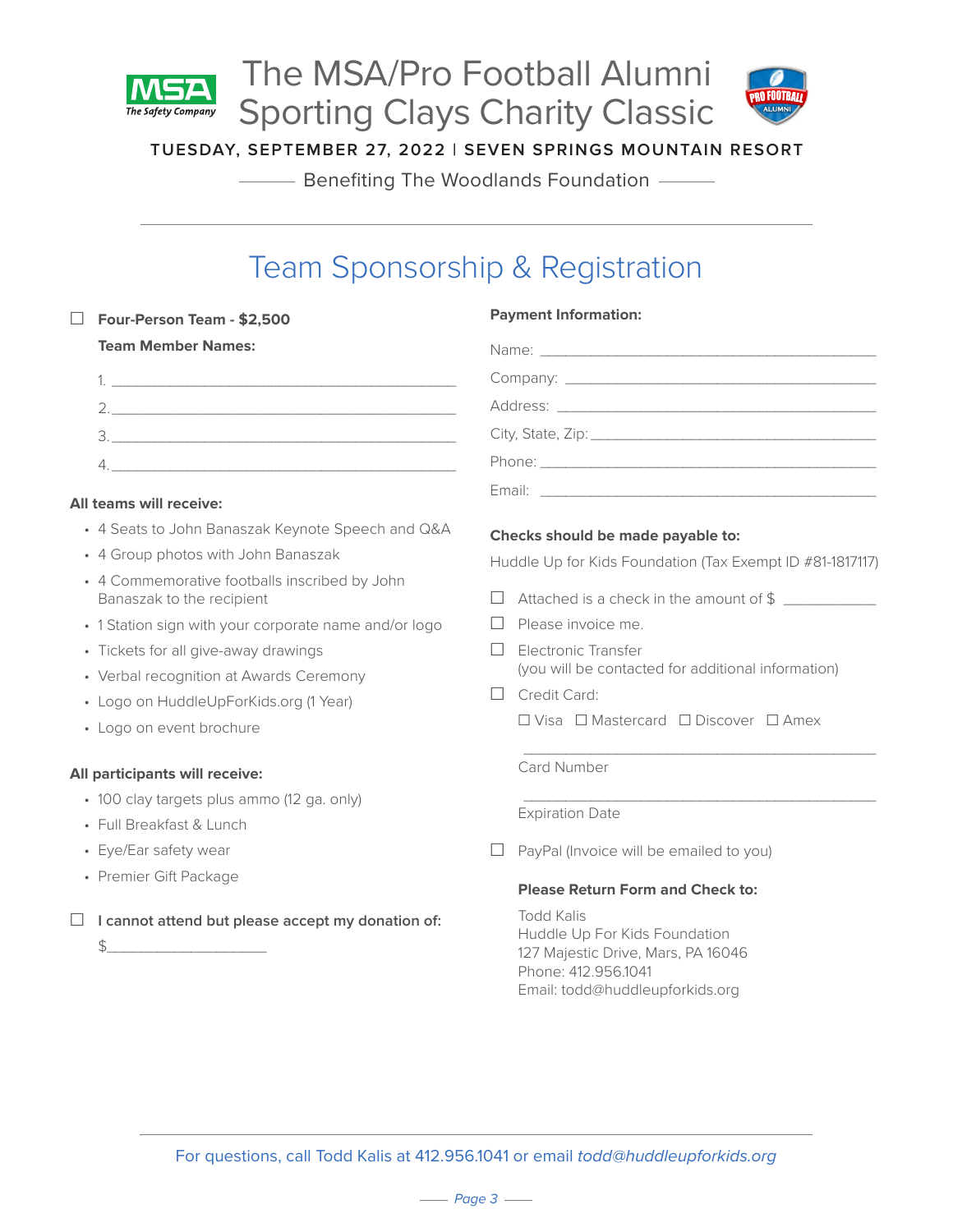# The MSA/Pro Football Alumni Sporting Clays Charity Classic

**TUESDAY, SEPTEMBER 27, 2022 | SEVEN SPRINGS MOUNTAIN RESORT**

Benefiting The Woodlands Foundation

## Team Sponsorship & Registration

☐ **Four-Person Team - $2,500**

**Team Member Names:**

1. ____________________________________________
2. ____________________________________________
3. ____________________________________________
4. ____________________________________________

**All teams will receive:**

- 4 Seats to John Banaszak Keynote Speech and Q&A
- 4 Group photos with John Banaszak
- 4 Commemorative footballs inscribed by John Banaszak to the recipient
- 1 Station sign with your corporate name and/or logo
- Tickets for all give-away drawings
- Verbal recognition at Awards Ceremony
- Logo on HuddleUpForKids.org (1 Year)
- Logo on event brochure

**All participants will receive:**

- 100 clay targets plus ammo (12 ga. only)
- Full Breakfast & Lunch
- Eye/Ear safety wear
- Premier Gift Package

☐ **I cannot attend but please accept my donation of:**

$____________________

**Payment Information:**

Name: ____________________________________________

Company: ____________________________________________

Address: ____________________________________________

City, State, Zip: ____________________________________________

Phone: ____________________________________________

Email: ____________________________________________

**Checks should be made payable to:**

Huddle Up for Kids Foundation (Tax Exempt ID #81-1817117)

☐ Attached is a check in the amount of $ ___________

☐ Please invoice me.

☐ Electronic Transfer
(you will be contacted for additional information)

☐ Credit Card:

☐ Visa ☐ Mastercard ☐ Discover ☐ Amex

____________________________________________
Card Number

____________________________________________
Expiration Date

☐ PayPal (Invoice will be emailed to you)

**Please Return Form and Check to:**

Todd Kalis
Huddle Up For Kids Foundation
127 Majestic Drive, Mars, PA 16046
Phone: 412.956.1041
Email: todd@huddleupforkids.org

For questions, call Todd Kalis at 412.956.1041 or email *todd@huddleupforkids.org*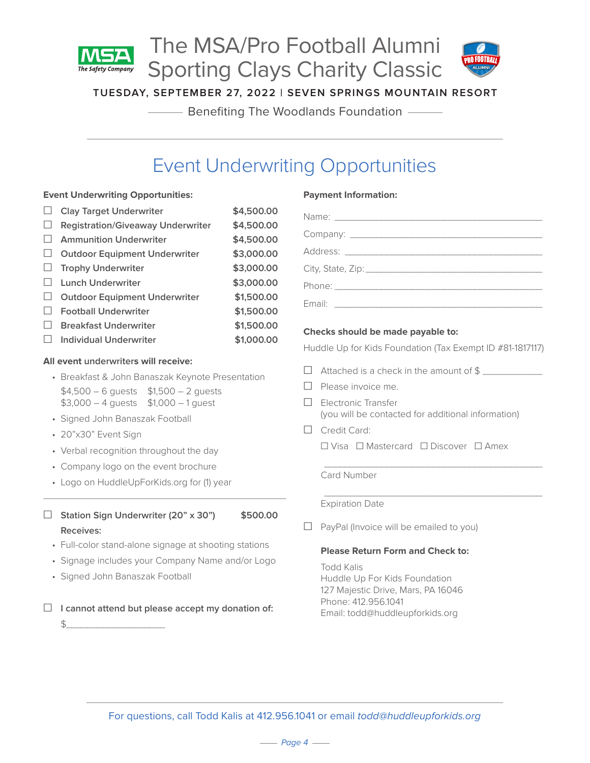# The MSA/Pro Football Alumni Sporting Clays Charity Classic

**TUESDAY, SEPTEMBER 27, 2022 | SEVEN SPRINGS MOUNTAIN RESORT**

Benefiting The Woodlands Foundation

## Event Underwriting Opportunities

**Event Underwriting Opportunities:**

| | | |
|---|---|---|
| ☐ | Clay Target Underwriter | $4,500.00 |
| ☐ | Registration/Giveaway Underwriter | $4,500.00 |
| ☐ | Ammunition Underwriter | $4,500.00 |
| ☐ | Outdoor Equipment Underwriter | $3,000.00 |
| ☐ | Trophy Underwriter | $3,000.00 |
| ☐ | Lunch Underwriter | $3,000.00 |
| ☐ | Outdoor Equipment Underwriter | $1,500.00 |
| ☐ | Football Underwriter | $1,500.00 |
| ☐ | Breakfast Underwriter | $1,500.00 |
| ☐ | Individual Underwriter | $1,000.00 |

**All event underwriters will receive:**

- Breakfast & John Banaszak Keynote Presentation
  $4,500 – 6 guests  $1,500 – 2 guests
  $3,000 – 4 guests  $1,000 – 1 guest
- Signed John Banaszak Football
- 20”x30” Event Sign
- Verbal recognition throughout the day
- Company logo on the event brochure
- Logo on HuddleUpForKids.org for (1) year

☐ **Station Sign Underwriter (20” x 30”)** **$500.00**

**Receives:**

- Full-color stand-alone signage at shooting stations
- Signage includes your Company Name and/or Logo
- Signed John Banaszak Football

☐ **I cannot attend but please accept my donation of:**

$___________________

**Payment Information:**

Name: ________________________________________

Company: ______________________________________

Address: _______________________________________

City, State, Zip: _________________________________

Phone: ________________________________________

Email: ________________________________________

**Checks should be made payable to:**

Huddle Up for Kids Foundation (Tax Exempt ID #81-1817117)

☐ Attached is a check in the amount of $ ___________

☐ Please invoice me.

☐ Electronic Transfer
(you will be contacted for additional information)

☐ Credit Card:

☐ Visa ☐ Mastercard ☐ Discover ☐ Amex

________________________________________
Card Number

________________________________________
Expiration Date

☐ PayPal (Invoice will be emailed to you)

**Please Return Form and Check to:**

Todd Kalis
Huddle Up For Kids Foundation
127 Majestic Drive, Mars, PA 16046
Phone: 412.956.1041
Email: todd@huddleupforkids.org

For questions, call Todd Kalis at 412.956.1041 or email *todd@huddleupforkids.org*